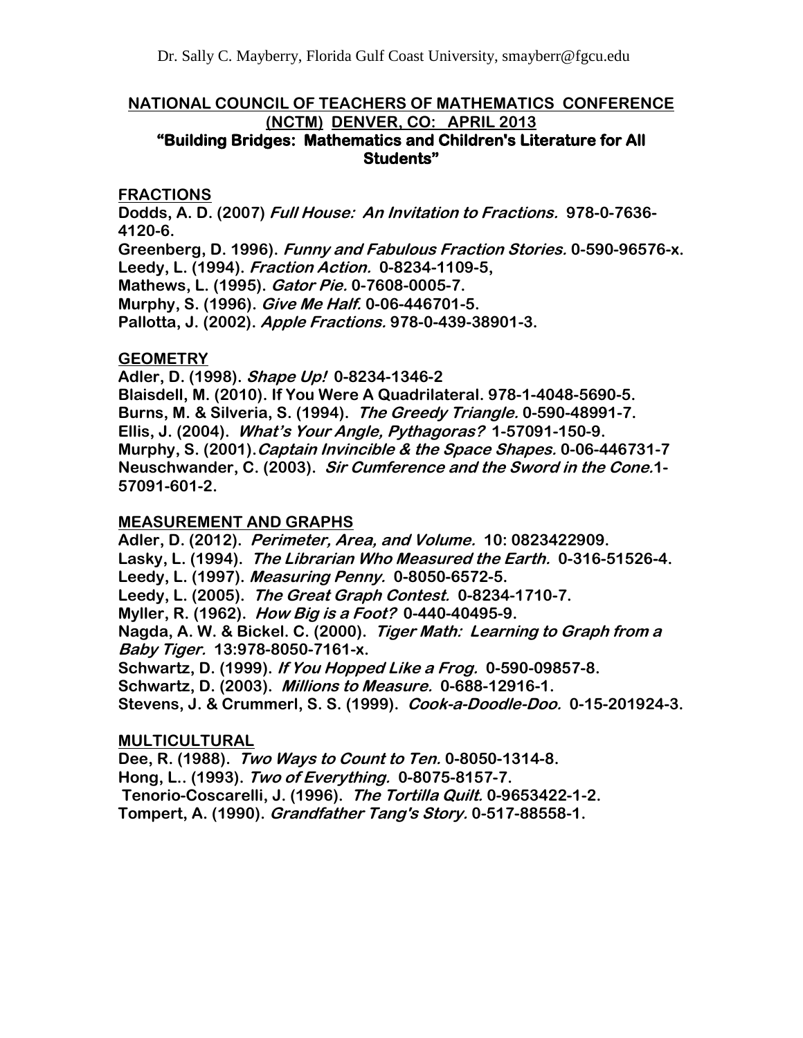Dr. Sally C. Mayberry, Florida Gulf Coast University, smayberr@fgcu.edu

## NATIONAL COUNCIL OF TEACHERS OF MATHEMATICS CONFERENCE (NCTM) DENVER, CO: APRIL 2013

## "Building Bridges: Mathematics and Children's Literature for All Students"

### FRACTIONS

**Dodds, A. D. (2007) *Full House: An Invitation to Fractions.* 978-0-7636-4120-6.**
**Greenberg, D. 1996). *Funny and Fabulous Fraction Stories.* 0-590-96576-x.**
**Leedy, L. (1994). *Fraction Action.* 0-8234-1109-5,**
**Mathews, L. (1995). *Gator Pie.* 0-7608-0005-7.**
**Murphy, S. (1996). *Give Me Half.* 0-06-446701-5.**
**Pallotta, J. (2002). *Apple Fractions.* 978-0-439-38901-3.**

### GEOMETRY

**Adler, D. (1998). *Shape Up!* 0-8234-1346-2**
**Blaisdell, M. (2010). If You Were A Quadrilateral. 978-1-4048-5690-5.**
**Burns, M. & Silveria, S. (1994). *The Greedy Triangle.* 0-590-48991-7.**
**Ellis, J. (2004). *What's Your Angle, Pythagoras?* 1-57091-150-9.**
**Murphy, S. (2001).*Captain Invincible & the Space Shapes.* 0-06-446731-7**
**Neuschwander, C. (2003). *Sir Cumference and the Sword in the Cone.*1-57091-601-2.**

### MEASUREMENT AND GRAPHS

**Adler, D. (2012). *Perimeter, Area, and Volume.* 10: 0823422909.**
**Lasky, L. (1994). *The Librarian Who Measured the Earth.* 0-316-51526-4.**
**Leedy, L. (1997). *Measuring Penny.* 0-8050-6572-5.**
**Leedy, L. (2005). *The Great Graph Contest.* 0-8234-1710-7.**
**Myller, R. (1962). *How Big is a Foot?* 0-440-40495-9.**
**Nagda, A. W. & Bickel. C. (2000). *Tiger Math: Learning to Graph from a Baby Tiger.* 13:978-8050-7161-x.**
**Schwartz, D. (1999). *If You Hopped Like a Frog.* 0-590-09857-8.**
**Schwartz, D. (2003). *Millions to Measure.* 0-688-12916-1.**
**Stevens, J. & Crummerl, S. S. (1999). *Cook-a-Doodle-Doo.* 0-15-201924-3.**

### MULTICULTURAL

**Dee, R. (1988). *Two Ways to Count to Ten.* 0-8050-1314-8.**
**Hong, L.. (1993). *Two of Everything.* 0-8075-8157-7.**
**Tenorio-Coscarelli, J. (1996). *The Tortilla Quilt.* 0-9653422-1-2.**
**Tompert, A. (1990). *Grandfather Tang's Story.* 0-517-88558-1.**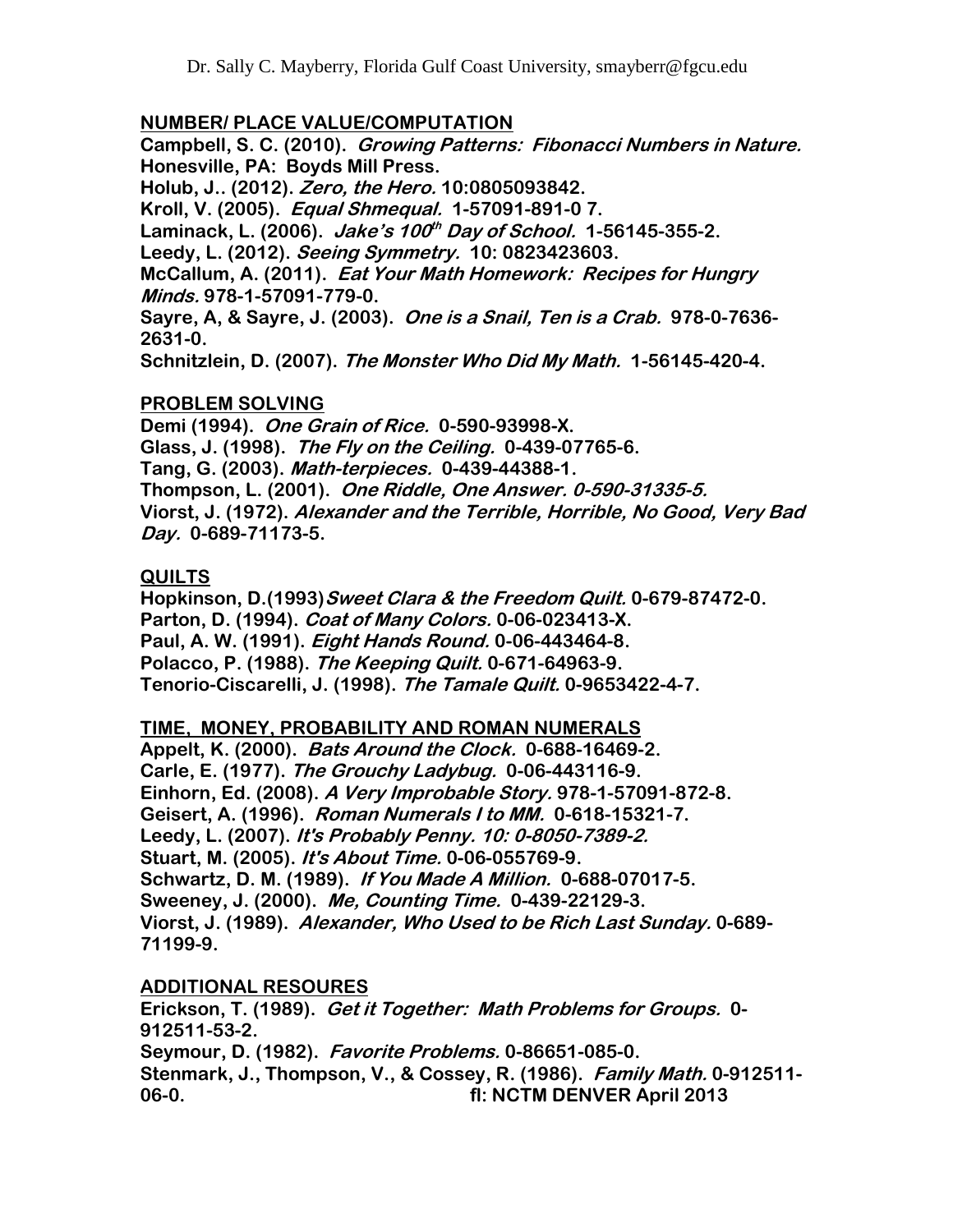## NUMBER/ PLACE VALUE/COMPUTATION

**Campbell, S. C. (2010). *Growing Patterns: Fibonacci Numbers in Nature.* Honesville, PA: Boyds Mill Press.**
**Holub, J.. (2012). *Zero, the Hero.* 10:0805093842.**
**Kroll, V. (2005). *Equal Shmequal.* 1-57091-891-0 7.**
**Laminack, L. (2006). *Jake's 100th Day of School.* 1-56145-355-2.**
**Leedy, L. (2012). *Seeing Symmetry.* 10: 0823423603.**
**McCallum, A. (2011). *Eat Your Math Homework: Recipes for Hungry Minds.* 978-1-57091-779-0.**
**Sayre, A, & Sayre, J. (2003). *One is a Snail, Ten is a Crab.* 978-0-7636-2631-0.**
**Schnitzlein, D. (2007). *The Monster Who Did My Math.* 1-56145-420-4.**

## PROBLEM SOLVING

**Demi (1994). *One Grain of Rice.* 0-590-93998-X.**
**Glass, J. (1998). *The Fly on the Ceiling.* 0-439-07765-6.**
**Tang, G. (2003). *Math-terpieces.* 0-439-44388-1.**
**Thompson, L. (2001). *One Riddle, One Answer. 0-590-31335-5.***
**Viorst, J. (1972). *Alexander and the Terrible, Horrible, No Good, Very Bad Day.* 0-689-71173-5.**

## QUILTS

**Hopkinson, D.(1993)*Sweet Clara & the Freedom Quilt.* 0-679-87472-0.**
**Parton, D. (1994). *Coat of Many Colors.* 0-06-023413-X.**
**Paul, A. W. (1991). *Eight Hands Round.* 0-06-443464-8.**
**Polacco, P. (1988). *The Keeping Quilt.* 0-671-64963-9.**
**Tenorio-Ciscarelli, J. (1998). *The Tamale Quilt.* 0-9653422-4-7.**

## TIME, MONEY, PROBABILITY AND ROMAN NUMERALS

**Appelt, K. (2000). *Bats Around the Clock.* 0-688-16469-2.**
**Carle, E. (1977). *The Grouchy Ladybug.* 0-06-443116-9.**
**Einhorn, Ed. (2008). *A Very Improbable Story.* 978-1-57091-872-8.**
**Geisert, A. (1996). *Roman Numerals I to MM.* 0-618-15321-7.**
**Leedy, L. (2007). *It's Probably Penny. 10: 0-8050-7389-2.***
**Stuart, M. (2005). *It's About Time.* 0-06-055769-9.**
**Schwartz, D. M. (1989). *If You Made A Million.* 0-688-07017-5.**
**Sweeney, J. (2000). *Me, Counting Time.* 0-439-22129-3.**
**Viorst, J. (1989). *Alexander, Who Used to be Rich Last Sunday.* 0-689-71199-9.**

## ADDITIONAL RESOURES

**Erickson, T. (1989). *Get it Together: Math Problems for Groups.* 0-912511-53-2.**
**Seymour, D. (1982). *Favorite Problems.* 0-86651-085-0.**
**Stenmark, J., Thompson, V., & Cossey, R. (1986). *Family Math.* 0-912511-06-0.** **fl: NCTM DENVER April 2013**